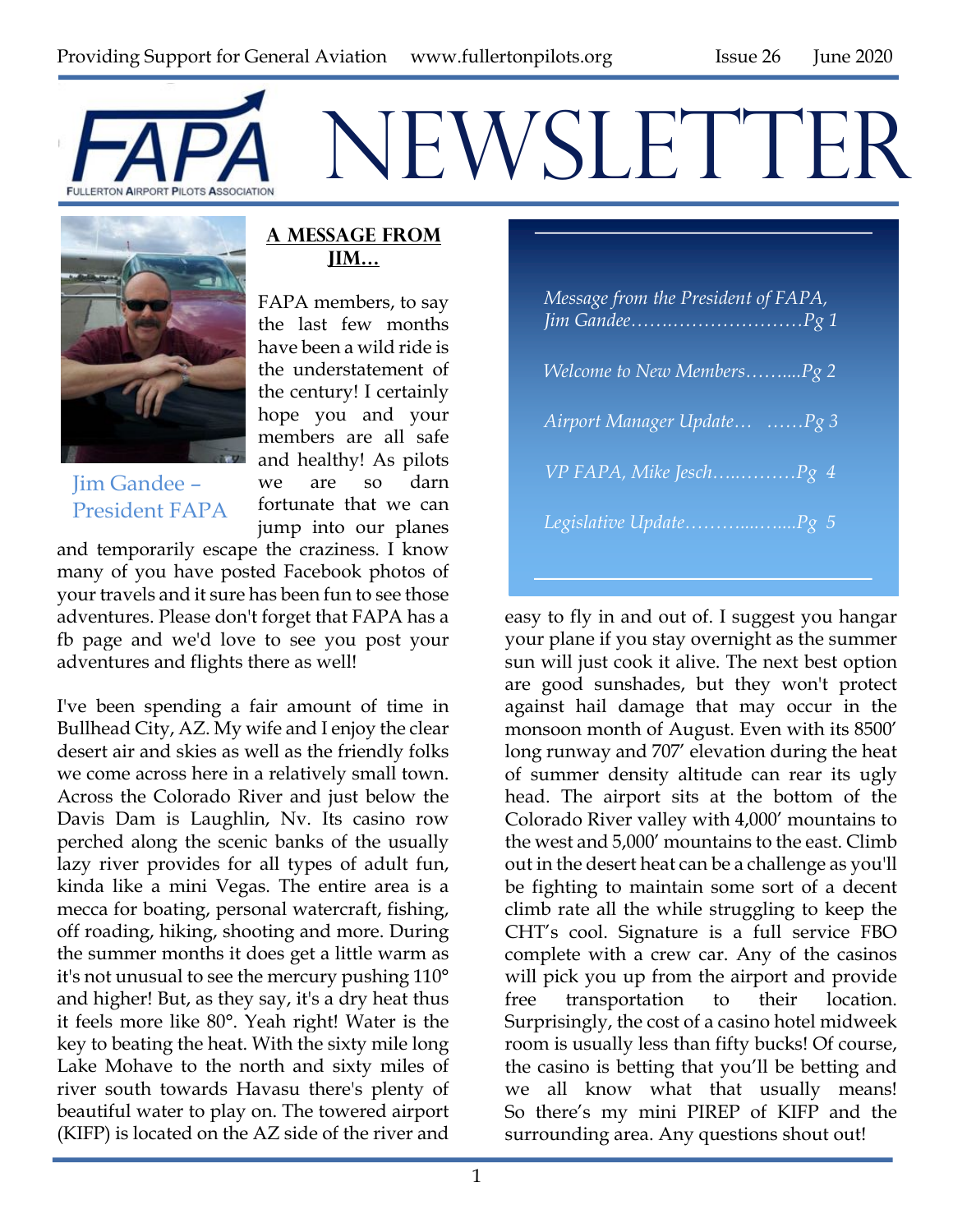Providing Support for General Aviation www.fullertonpilots.org Issue 26 June 2020

# FAPA NEWSLETTER

FULLERTON AIRPORT PILOTS ASSOCIATION

*Message from the President of FAPA, Jim Gandee……………………………Pg 1*

*Welcome to New Members……....Pg 2*

*Airport Manager Update… ……Pg 3*

*VP FAPA, Mike Jesch….……….Pg 4*

*Legislative Update………...…....Pg 5*

Jim Gandee – President FAPA

## A MESSAGE FROM JIM…

FAPA members, to say the last few months have been a wild ride is the understatement of the century! I certainly hope you and your members are all safe and healthy! As pilots we are so darn fortunate that we can jump into our planes and temporarily escape the craziness. I know many of you have posted Facebook photos of your travels and it sure has been fun to see those adventures. Please don't forget that FAPA has a fb page and we'd love to see you post your adventures and flights there as well!

I've been spending a fair amount of time in Bullhead City, AZ. My wife and I enjoy the clear desert air and skies as well as the friendly folks we come across here in a relatively small town. Across the Colorado River and just below the Davis Dam is Laughlin, Nv. Its casino row perched along the scenic banks of the usually lazy river provides for all types of adult fun, kinda like a mini Vegas. The entire area is a mecca for boating, personal watercraft, fishing, off roading, hiking, shooting and more. During the summer months it does get a little warm as it's not unusual to see the mercury pushing 110° and higher! But, as they say, it's a dry heat thus it feels more like 80°. Yeah right! Water is the key to beating the heat. With the sixty mile long Lake Mohave to the north and sixty miles of river south towards Havasu there's plenty of beautiful water to play on. The towered airport (KIFP) is located on the AZ side of the river and easy to fly in and out of. I suggest you hangar your plane if you stay overnight as the summer sun will just cook it alive. The next best option are good sunshades, but they won't protect against hail damage that may occur in the monsoon month of August. Even with its 8500′ long runway and 707′ elevation during the heat of summer density altitude can rear its ugly head. The airport sits at the bottom of the Colorado River valley with 4,000′ mountains to the west and 5,000′ mountains to the east. Climb out in the desert heat can be a challenge as you'll be fighting to maintain some sort of a decent climb rate all the while struggling to keep the CHT's cool. Signature is a full service FBO complete with a crew car. Any of the casinos will pick you up from the airport and provide free transportation to their location. Surprisingly, the cost of a casino hotel midweek room is usually less than fifty bucks! Of course, the casino is betting that you'll be betting and we all know what that usually means! So there's my mini PIREP of KIFP and the surrounding area. Any questions shout out!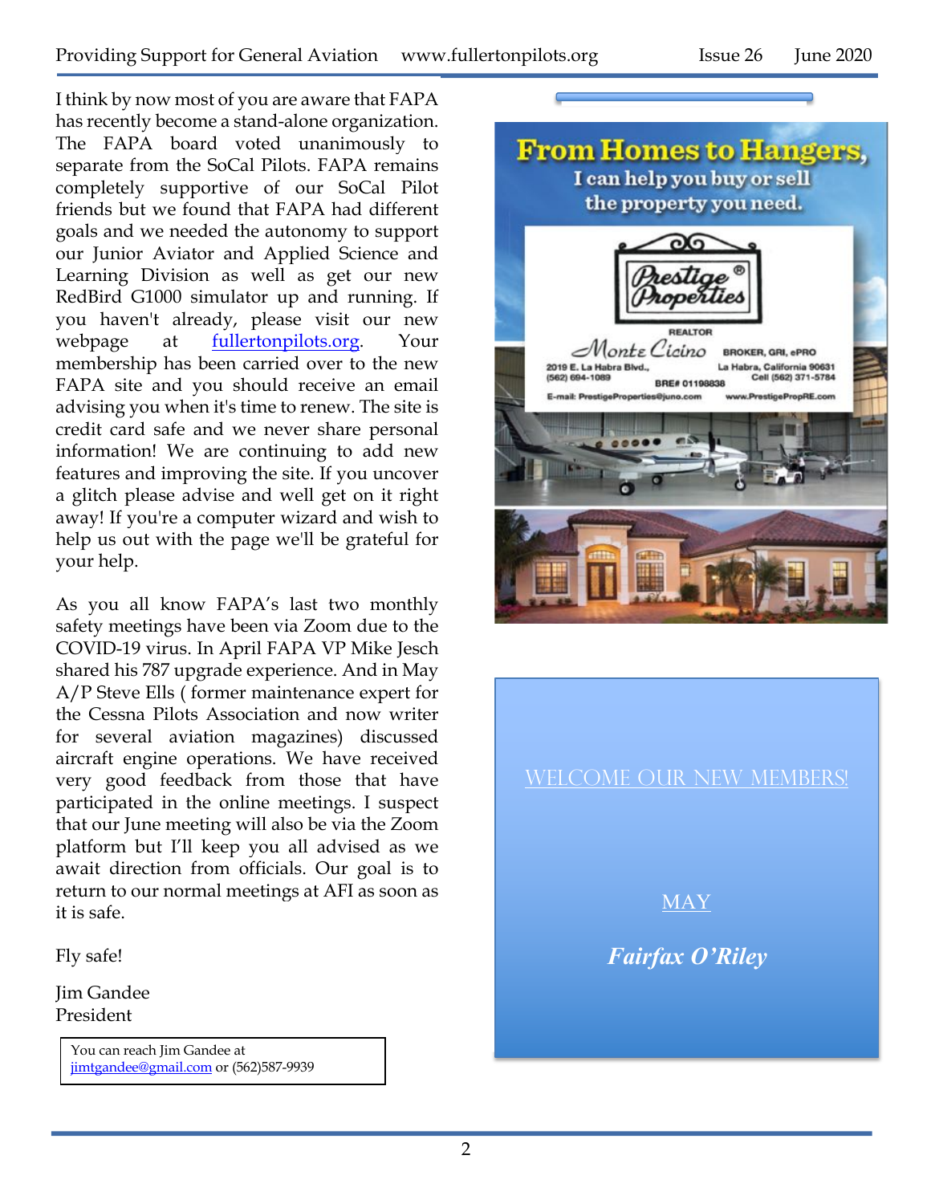I think by now most of you are aware that FAPA has recently become a stand-alone organization. The FAPA board voted unanimously to separate from the SoCal Pilots. FAPA remains completely supportive of our SoCal Pilot friends but we found that FAPA had different goals and we needed the autonomy to support our Junior Aviator and Applied Science and Learning Division as well as get our new RedBird G1000 simulator up and running. If you haven't already, please visit our new webpage at fullertonpilots.org. Your membership has been carried over to the new FAPA site and you should receive an email advising you when it's time to renew. The site is credit card safe and we never share personal information! We are continuing to add new features and improving the site. If you uncover a glitch please advise and well get on it right away! If you're a computer wizard and wish to help us out with the page we'll be grateful for your help.

As you all know FAPA's last two monthly safety meetings have been via Zoom due to the COVID-19 virus. In April FAPA VP Mike Jesch shared his 787 upgrade experience. And in May A/P Steve Ells ( former maintenance expert for the Cessna Pilots Association and now writer for several aviation magazines) discussed aircraft engine operations. We have received very good feedback from those that have participated in the online meetings. I suspect that our June meeting will also be via the Zoom platform but I'll keep you all advised as we await direction from officials. Our goal is to return to our normal meetings at AFI as soon as it is safe.

Fly safe!

Jim Gandee
President

You can reach Jim Gandee at jimtgandee@gmail.com or (562)587-9939

**From Homes to Hangers,**
**I can help you buy or sell the property you need.**

Prestige Properties®

REALTOR
Monte Cicino
BROKER, GRI, ePRO

2019 E. La Habra Blvd., (562) 694-1089
La Habra, California 90631 Cell (562) 371-5784
BRE# 01198838
E-mail: PrestigeProperties@juno.com
www.PrestigePropRE.com

## WELCOME OUR NEW MEMBERS!

MAY

***Fairfax O'Riley***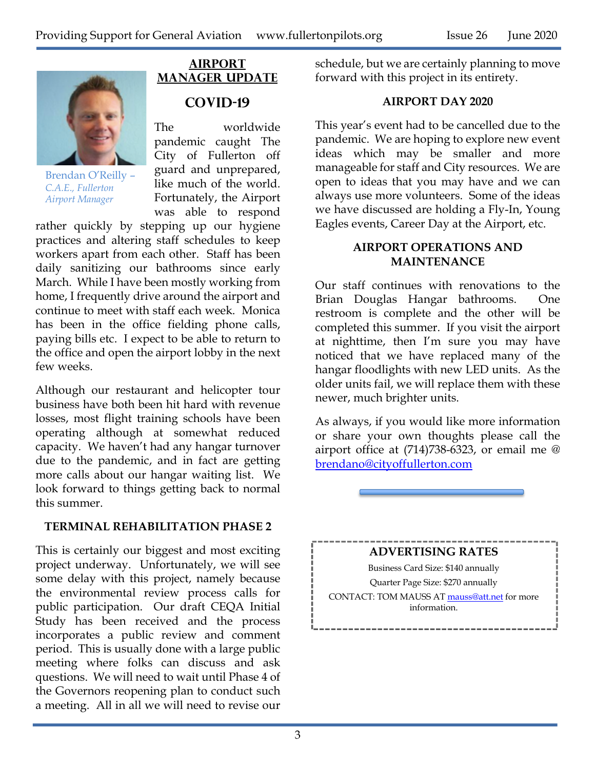## AIRPORT MANAGER UPDATE

Brendan O'Reilly – *C.A.E., Fullerton Airport Manager*

### COVID-19

The worldwide pandemic caught The City of Fullerton off guard and unprepared, like much of the world. Fortunately, the Airport was able to respond rather quickly by stepping up our hygiene practices and altering staff schedules to keep workers apart from each other. Staff has been daily sanitizing our bathrooms since early March. While I have been mostly working from home, I frequently drive around the airport and continue to meet with staff each week. Monica has been in the office fielding phone calls, paying bills etc. I expect to be able to return to the office and open the airport lobby in the next few weeks.

Although our restaurant and helicopter tour business have both been hit hard with revenue losses, most flight training schools have been operating although at somewhat reduced capacity. We haven't had any hangar turnover due to the pandemic, and in fact are getting more calls about our hangar waiting list. We look forward to things getting back to normal this summer.

### TERMINAL REHABILITATION PHASE 2

This is certainly our biggest and most exciting project underway. Unfortunately, we will see some delay with this project, namely because the environmental review process calls for public participation. Our draft CEQA Initial Study has been received and the process incorporates a public review and comment period. This is usually done with a large public meeting where folks can discuss and ask questions. We will need to wait until Phase 4 of the Governors reopening plan to conduct such a meeting. All in all we will need to revise our schedule, but we are certainly planning to move forward with this project in its entirety.

### AIRPORT DAY 2020

This year's event had to be cancelled due to the pandemic. We are hoping to explore new event ideas which may be smaller and more manageable for staff and City resources. We are open to ideas that you may have and we can always use more volunteers. Some of the ideas we have discussed are holding a Fly-In, Young Eagles events, Career Day at the Airport, etc.

### AIRPORT OPERATIONS AND MAINTENANCE

Our staff continues with renovations to the Brian Douglas Hangar bathrooms. One restroom is complete and the other will be completed this summer. If you visit the airport at nighttime, then I'm sure you may have noticed that we have replaced many of the hangar floodlights with new LED units. As the older units fail, we will replace them with these newer, much brighter units.

As always, if you would like more information or share your own thoughts please call the airport office at (714)738-6323, or email me @ brendano@cityoffullerton.com

---

### ADVERTISING RATES

Business Card Size: $140 annually

Quarter Page Size: $270 annually

CONTACT: TOM MAUSS AT mauss@att.net for more information.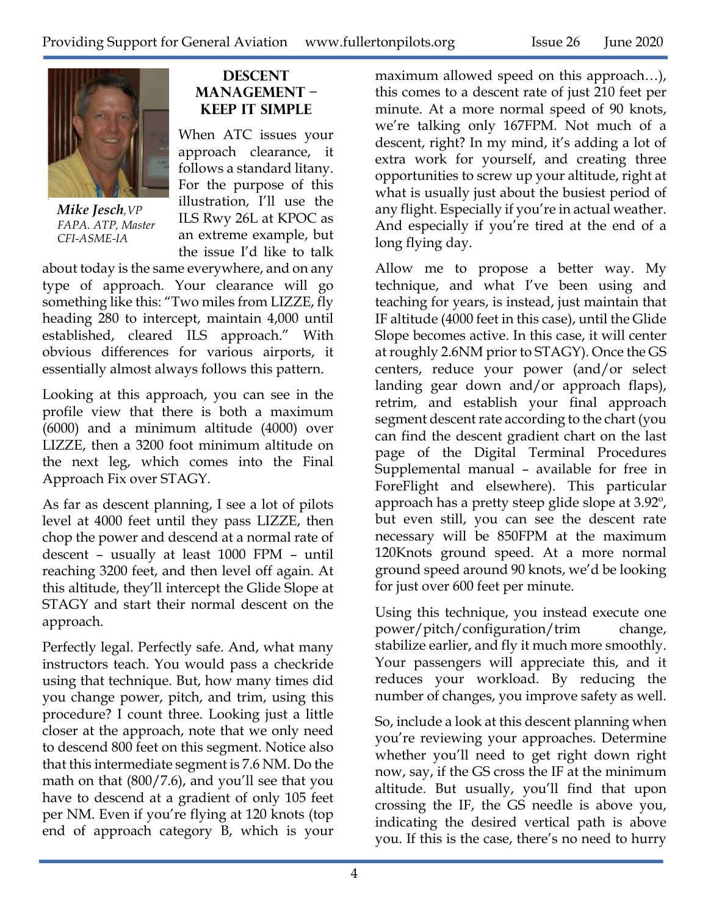## Descent Management – Keep It Simple

*Mike Jesch*, *VP FAPA. ATP, Master CFI-ASME-IA*

When ATC issues your approach clearance, it follows a standard litany. For the purpose of this illustration, I'll use the ILS Rwy 26L at KPOC as an extreme example, but the issue I'd like to talk about today is the same everywhere, and on any type of approach. Your clearance will go something like this: "Two miles from LIZZE, fly heading 280 to intercept, maintain 4,000 until established, cleared ILS approach." With obvious differences for various airports, it essentially almost always follows this pattern.

Looking at this approach, you can see in the profile view that there is both a maximum (6000) and a minimum altitude (4000) over LIZZE, then a 3200 foot minimum altitude on the next leg, which comes into the Final Approach Fix over STAGY.

As far as descent planning, I see a lot of pilots level at 4000 feet until they pass LIZZE, then chop the power and descend at a normal rate of descent – usually at least 1000 FPM – until reaching 3200 feet, and then level off again. At this altitude, they'll intercept the Glide Slope at STAGY and start their normal descent on the approach.

Perfectly legal. Perfectly safe. And, what many instructors teach. You would pass a checkride using that technique. But, how many times did you change power, pitch, and trim, using this procedure? I count three. Looking just a little closer at the approach, note that we only need to descend 800 feet on this segment. Notice also that this intermediate segment is 7.6 NM. Do the math on that (800/7.6), and you'll see that you have to descend at a gradient of only 105 feet per NM. Even if you're flying at 120 knots (top end of approach category B, which is your maximum allowed speed on this approach…), this comes to a descent rate of just 210 feet per minute. At a more normal speed of 90 knots, we're talking only 167FPM. Not much of a descent, right? In my mind, it's adding a lot of extra work for yourself, and creating three opportunities to screw up your altitude, right at what is usually just about the busiest period of any flight. Especially if you're in actual weather. And especially if you're tired at the end of a long flying day.

Allow me to propose a better way. My technique, and what I've been using and teaching for years, is instead, just maintain that IF altitude (4000 feet in this case), until the Glide Slope becomes active. In this case, it will center at roughly 2.6NM prior to STAGY). Once the GS centers, reduce your power (and/or select landing gear down and/or approach flaps), retrim, and establish your final approach segment descent rate according to the chart (you can find the descent gradient chart on the last page of the Digital Terminal Procedures Supplemental manual – available for free in ForeFlight and elsewhere). This particular approach has a pretty steep glide slope at 3.92º, but even still, you can see the descent rate necessary will be 850FPM at the maximum 120Knots ground speed. At a more normal ground speed around 90 knots, we'd be looking for just over 600 feet per minute.

Using this technique, you instead execute one power/pitch/configuration/trim change, stabilize earlier, and fly it much more smoothly. Your passengers will appreciate this, and it reduces your workload. By reducing the number of changes, you improve safety as well.

So, include a look at this descent planning when you're reviewing your approaches. Determine whether you'll need to get right down right now, say, if the GS cross the IF at the minimum altitude. But usually, you'll find that upon crossing the IF, the GS needle is above you, indicating the desired vertical path is above you. If this is the case, there's no need to hurry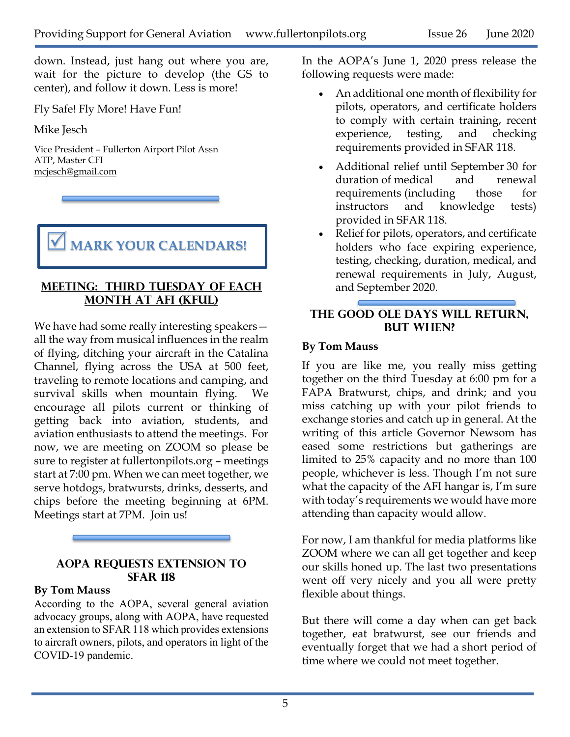down. Instead, just hang out where you are, wait for the picture to develop (the GS to center), and follow it down. Less is more!

Fly Safe! Fly More! Have Fun!

Mike Jesch

Vice President – Fullerton Airport Pilot Assn
ATP, Master CFI
mcjesch@gmail.com

## ☑ MARK YOUR CALENDARS!

### MEETING: THIRD TUESDAY OF EACH MONTH AT AFI (KFUL)

We have had some really interesting speakers—all the way from musical influences in the realm of flying, ditching your aircraft in the Catalina Channel, flying across the USA at 500 feet, traveling to remote locations and camping, and survival skills when mountain flying. We encourage all pilots current or thinking of getting back into aviation, students, and aviation enthusiasts to attend the meetings. For now, we are meeting on ZOOM so please be sure to register at fullertonpilots.org – meetings start at 7:00 pm. When we can meet together, we serve hotdogs, bratwursts, drinks, desserts, and chips before the meeting beginning at 6PM. Meetings start at 7PM. Join us!

### AOPA REQUESTS EXTENSION TO SFAR 118

**By Tom Mauss**

According to the AOPA, several general aviation advocacy groups, along with AOPA, have requested an extension to SFAR 118 which provides extensions to aircraft owners, pilots, and operators in light of the COVID-19 pandemic.

In the AOPA's June 1, 2020 press release the following requests were made:

- An additional one month of flexibility for pilots, operators, and certificate holders to comply with certain training, recent experience, testing, and checking requirements provided in SFAR 118.
- Additional relief until September 30 for duration of medical and renewal requirements (including those for instructors and knowledge tests) provided in SFAR 118.
- Relief for pilots, operators, and certificate holders who face expiring experience, testing, checking, duration, medical, and renewal requirements in July, August, and September 2020.

### THE GOOD OLE DAYS WILL RETURN, BUT WHEN?

**By Tom Mauss**

If you are like me, you really miss getting together on the third Tuesday at 6:00 pm for a FAPA Bratwurst, chips, and drink; and you miss catching up with your pilot friends to exchange stories and catch up in general. At the writing of this article Governor Newsom has eased some restrictions but gatherings are limited to 25% capacity and no more than 100 people, whichever is less. Though I'm not sure what the capacity of the AFI hangar is, I'm sure with today's requirements we would have more attending than capacity would allow.

For now, I am thankful for media platforms like ZOOM where we can all get together and keep our skills honed up. The last two presentations went off very nicely and you all were pretty flexible about things.

But there will come a day when can get back together, eat bratwurst, see our friends and eventually forget that we had a short period of time where we could not meet together.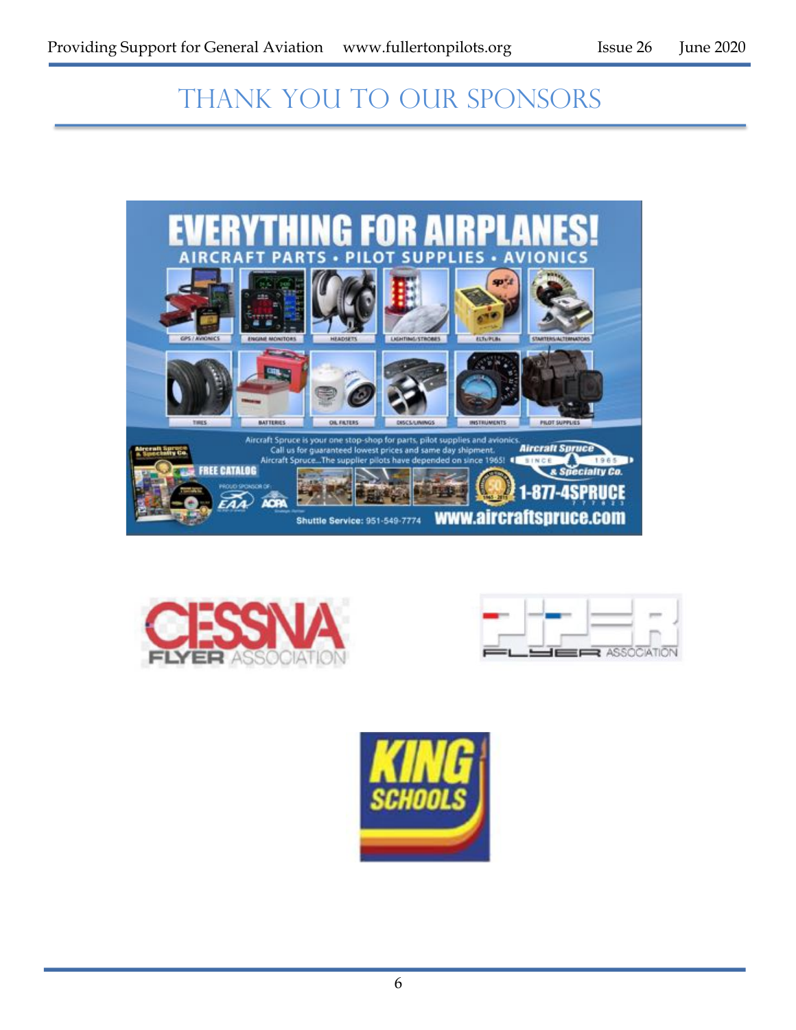# Thank You to Our Sponsors

EVERYTHING FOR AIRPLANES!

AIRCRAFT PARTS • PILOT SUPPLIES • AVIONICS

GPS / AVIONICS | ENGINE MONITORS | HEADSETS | LIGHTING/STROBES | ELTs/PLBs | STARTERS/ALTERNATORS

TIRES | BATTERIES | OIL FILTERS | DISCS/LININGS | INSTRUMENTS | PILOT SUPPLIES

Aircraft Spruce is your one stop-shop for parts, pilot supplies and avionics.
Call us for guaranteed lowest prices and same day shipment.
Aircraft Spruce...The supplier pilots have depended on since 1965!

FREE CATALOG

PROUD SPONSOR OF: EAA, AOPA

Aircraft Spruce & Specialty Co. SINCE 1965

1-877-4SPRUCE

Shuttle Service: 951-549-7774

www.aircraftspruce.com

CESSNA FLYER ASSOCIATION

PIPER FLYER ASSOCIATION

KING SCHOOLS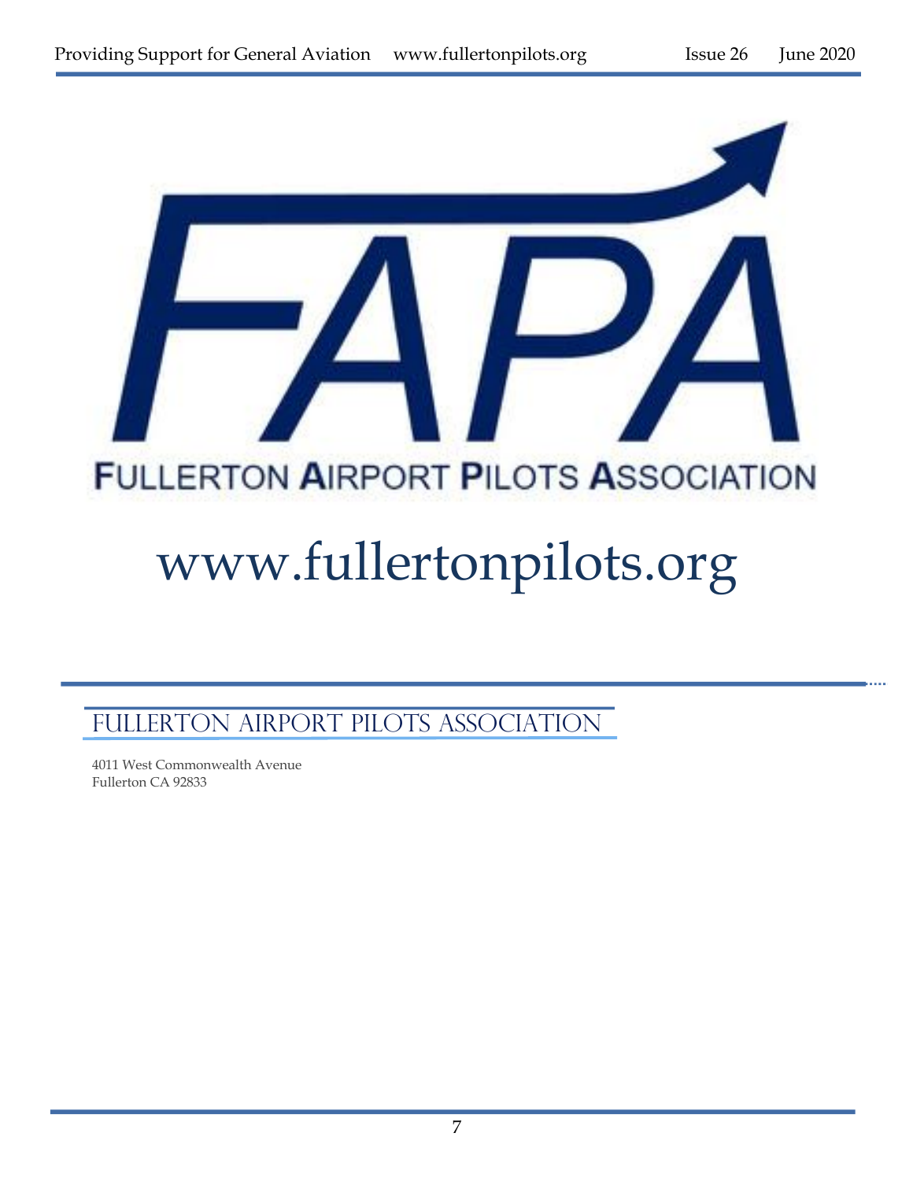# FAPA

FULLERTON AIRPORT PILOTS ASSOCIATION

www.fullertonpilots.org

## Fullerton Airport Pilots Association

4011 West Commonwealth Avenue
Fullerton CA 92833